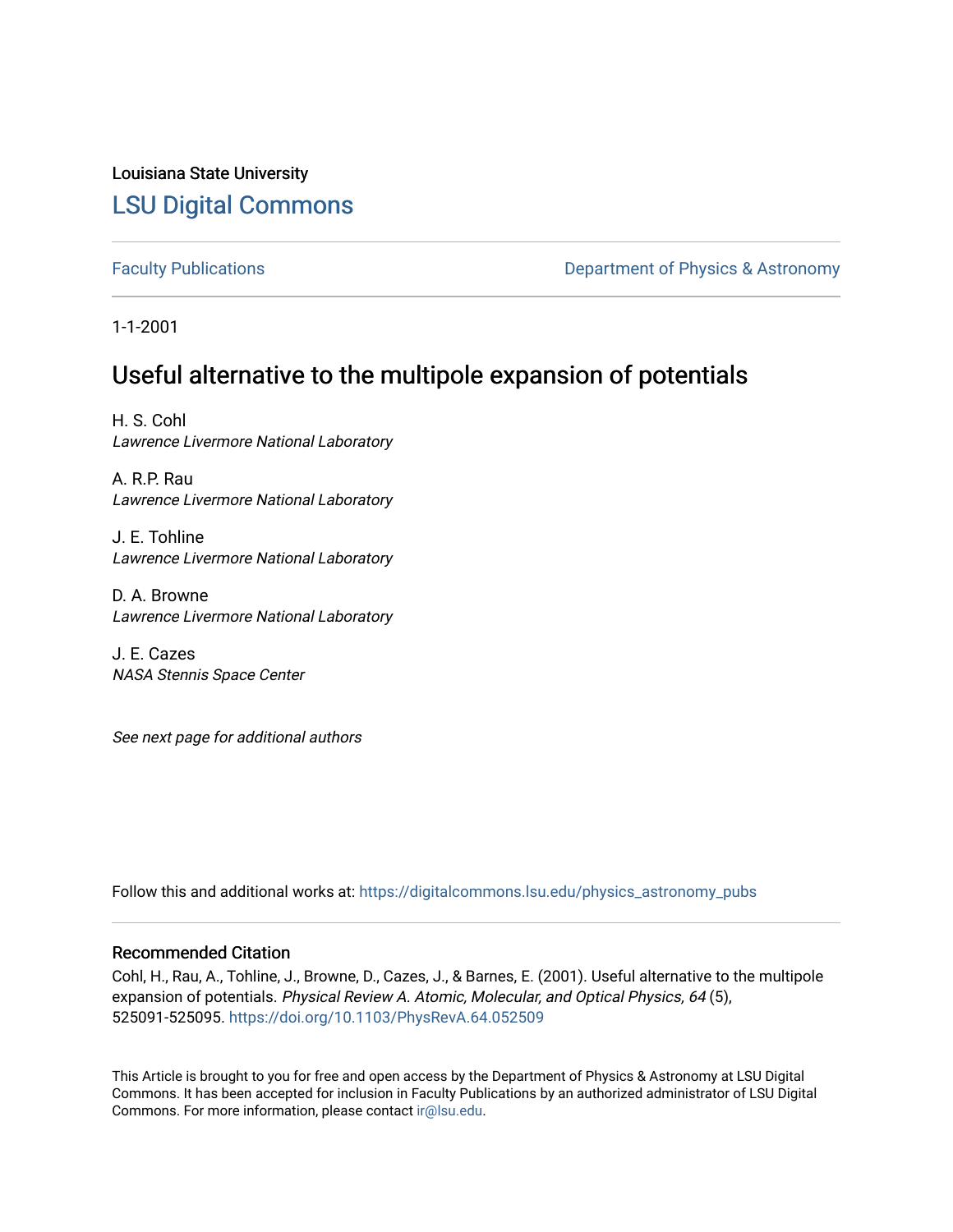Louisiana State University

## LSU Digital Commons

Faculty Publications | Department of Physics & Astronomy

1-1-2001

# Useful alternative to the multipole expansion of potentials

H. S. Cohl
*Lawrence Livermore National Laboratory*

A. R.P. Rau
*Lawrence Livermore National Laboratory*

J. E. Tohline
*Lawrence Livermore National Laboratory*

D. A. Browne
*Lawrence Livermore National Laboratory*

J. E. Cazes
*NASA Stennis Space Center*

*See next page for additional authors*

Follow this and additional works at: https://digitalcommons.lsu.edu/physics_astronomy_pubs

### Recommended Citation

Cohl, H., Rau, A., Tohline, J., Browne, D., Cazes, J., & Barnes, E. (2001). Useful alternative to the multipole expansion of potentials. *Physical Review A. Atomic, Molecular, and Optical Physics, 64* (5), 525091-525095. https://doi.org/10.1103/PhysRevA.64.052509

This Article is brought to you for free and open access by the Department of Physics & Astronomy at LSU Digital Commons. It has been accepted for inclusion in Faculty Publications by an authorized administrator of LSU Digital Commons. For more information, please contact ir@lsu.edu.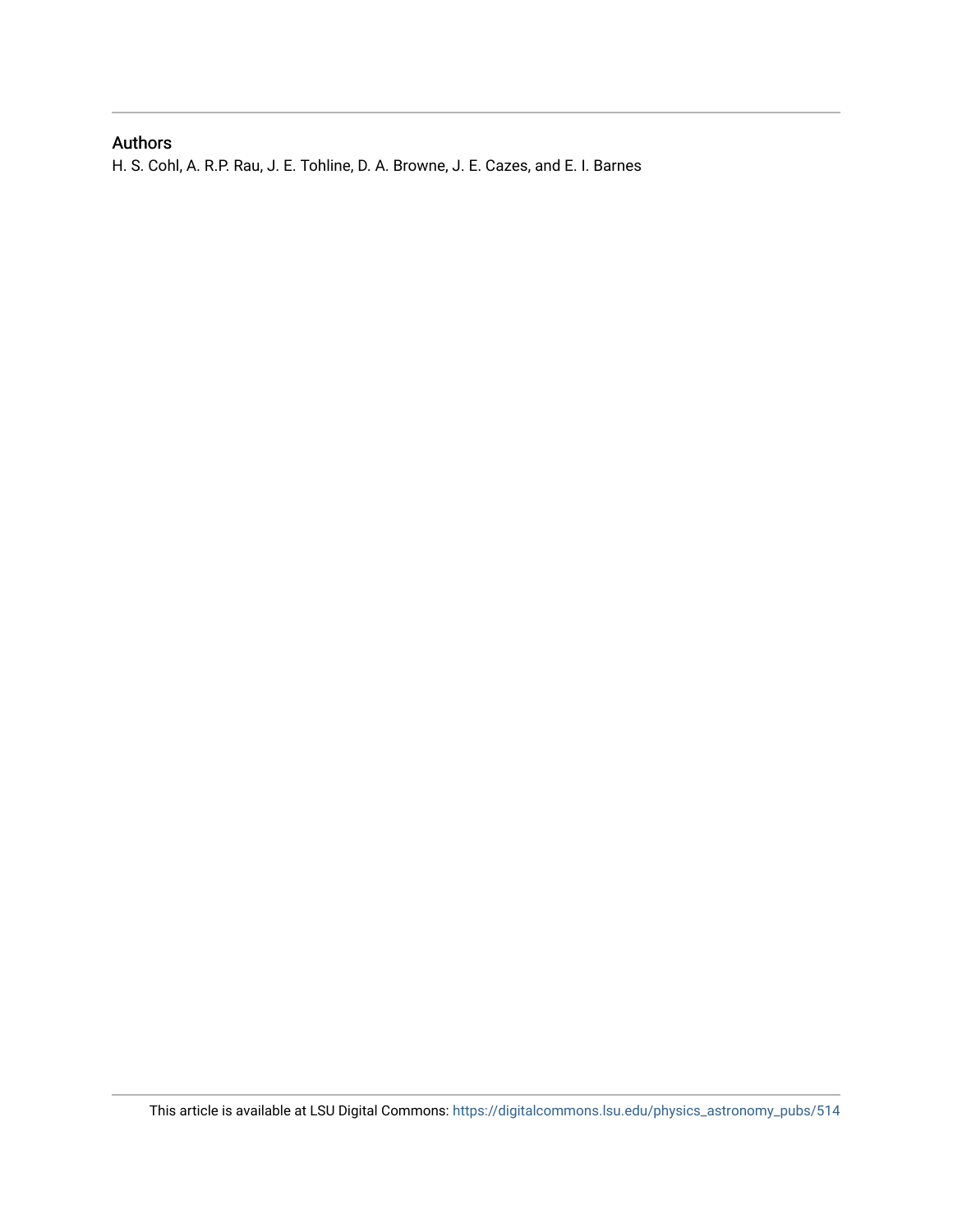## Authors

H. S. Cohl, A. R.P. Rau, J. E. Tohline, D. A. Browne, J. E. Cazes, and E. I. Barnes

This article is available at LSU Digital Commons: https://digitalcommons.lsu.edu/physics_astronomy_pubs/514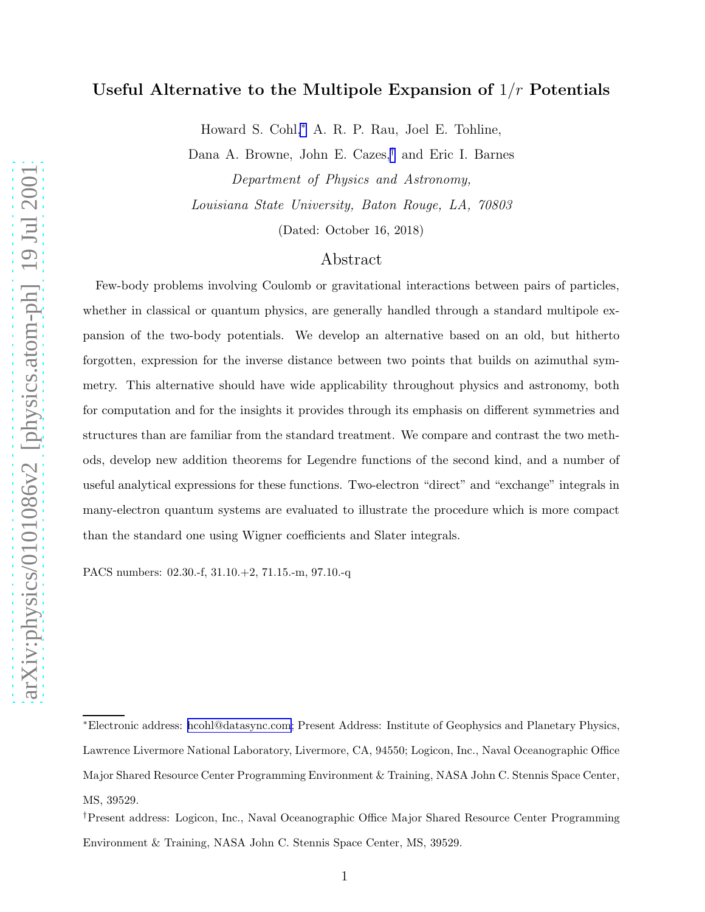# Useful Alternative to the Multipole Expansion of $1/r$ Potentials

Howard S. Cohl,[*] A. R. P. Rau, Joel E. Tohline,

Dana A. Browne, John E. Cazes,[†] and Eric I. Barnes

*Department of Physics and Astronomy,*

*Louisiana State University, Baton Rouge, LA, 70803*

(Dated: October 16, 2018)

## Abstract

Few-body problems involving Coulomb or gravitational interactions between pairs of particles, whether in classical or quantum physics, are generally handled through a standard multipole expansion of the two-body potentials. We develop an alternative based on an old, but hitherto forgotten, expression for the inverse distance between two points that builds on azimuthal symmetry. This alternative should have wide applicability throughout physics and astronomy, both for computation and for the insights it provides through its emphasis on different symmetries and structures than are familiar from the standard treatment. We compare and contrast the two methods, develop new addition theorems for Legendre functions of the second kind, and a number of useful analytical expressions for these functions. Two-electron "direct" and "exchange" integrals in many-electron quantum systems are evaluated to illustrate the procedure which is more compact than the standard one using Wigner coefficients and Slater integrals.

PACS numbers: 02.30.-f, 31.10.+2, 71.15.-m, 97.10.-q

---

[*]Electronic address: hcohl@datasync.com; Present Address: Institute of Geophysics and Planetary Physics, Lawrence Livermore National Laboratory, Livermore, CA, 94550; Logicon, Inc., Naval Oceanographic Office Major Shared Resource Center Programming Environment & Training, NASA John C. Stennis Space Center, MS, 39529.

[†]Present address: Logicon, Inc., Naval Oceanographic Office Major Shared Resource Center Programming Environment & Training, NASA John C. Stennis Space Center, MS, 39529.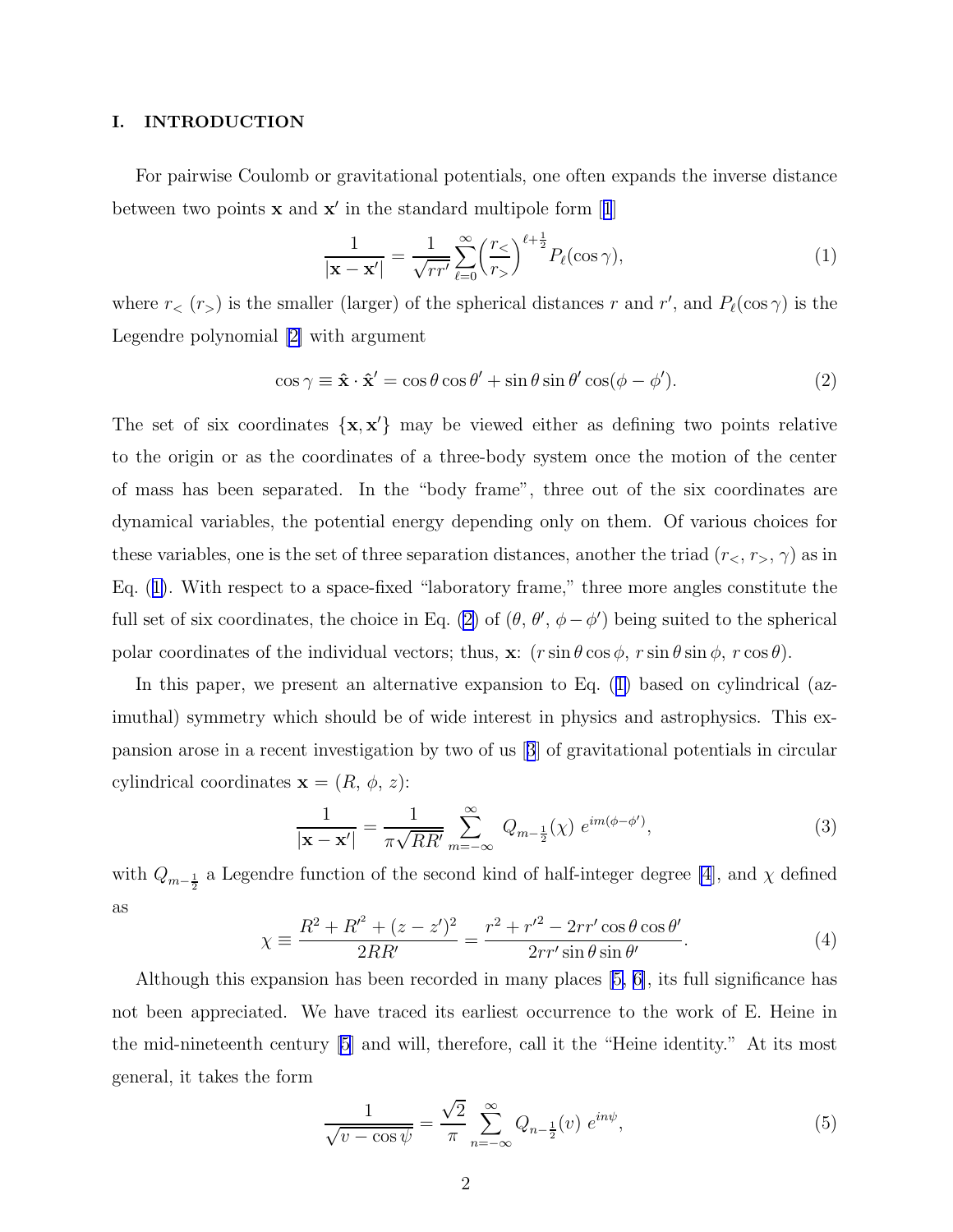## I. INTRODUCTION

For pairwise Coulomb or gravitational potentials, one often expands the inverse distance between two points $\mathbf{x}$ and $\mathbf{x}'$ in the standard multipole form [1]

$$\frac{1}{|\mathbf{x}-\mathbf{x}'|} = \frac{1}{\sqrt{rr'}} \sum_{\ell=0}^{\infty} \Big(\frac{r_<}{r_>}\Big)^{\ell+\frac{1}{2}} P_\ell(\cos\gamma), \tag{1}$$

where $r_<$ ($r_>$) is the smaller (larger) of the spherical distances $r$ and $r'$, and $P_\ell(\cos\gamma)$ is the Legendre polynomial [2] with argument

$$\cos\gamma \equiv \hat{\mathbf{x}}\cdot\hat{\mathbf{x}}' = \cos\theta\cos\theta' + \sin\theta\sin\theta'\cos(\phi-\phi'). \tag{2}$$

The set of six coordinates $\{\mathbf{x}, \mathbf{x}'\}$ may be viewed either as defining two points relative to the origin or as the coordinates of a three-body system once the motion of the center of mass has been separated. In the "body frame", three out of the six coordinates are dynamical variables, the potential energy depending only on them. Of various choices for these variables, one is the set of three separation distances, another the triad $(r_<, r_>, \gamma)$ as in Eq. (1). With respect to a space-fixed "laboratory frame," three more angles constitute the full set of six coordinates, the choice in Eq. (2) of $(\theta,\, \theta',\, \phi-\phi')$ being suited to the spherical polar coordinates of the individual vectors; thus, $\mathbf{x}$: $(r\sin\theta\cos\phi,\ r\sin\theta\sin\phi,\ r\cos\theta)$.

In this paper, we present an alternative expansion to Eq. (1) based on cylindrical (azimuthal) symmetry which should be of wide interest in physics and astrophysics. This expansion arose in a recent investigation by two of us [3] of gravitational potentials in circular cylindrical coordinates $\mathbf{x} = (R,\, \phi,\, z)$:

$$\frac{1}{|\mathbf{x}-\mathbf{x}'|} = \frac{1}{\pi\sqrt{RR'}} \sum_{m=-\infty}^{\infty} Q_{m-\frac{1}{2}}(\chi)\ e^{im(\phi-\phi')}, \tag{3}$$

with $Q_{m-\frac{1}{2}}$ a Legendre function of the second kind of half-integer degree [4], and $\chi$ defined as

$$\chi \equiv \frac{R^2+R'^2+(z-z')^2}{2RR'} = \frac{r^2+r'^2-2rr'\cos\theta\cos\theta'}{2rr'\sin\theta\sin\theta'}. \tag{4}$$

Although this expansion has been recorded in many places [5, 6], its full significance has not been appreciated. We have traced its earliest occurrence to the work of E. Heine in the mid-nineteenth century [5] and will, therefore, call it the "Heine identity." At its most general, it takes the form

$$\frac{1}{\sqrt{v-\cos\psi}} = \frac{\sqrt{2}}{\pi} \sum_{n=-\infty}^{\infty} Q_{n-\frac{1}{2}}(v)\ e^{in\psi}, \tag{5}$$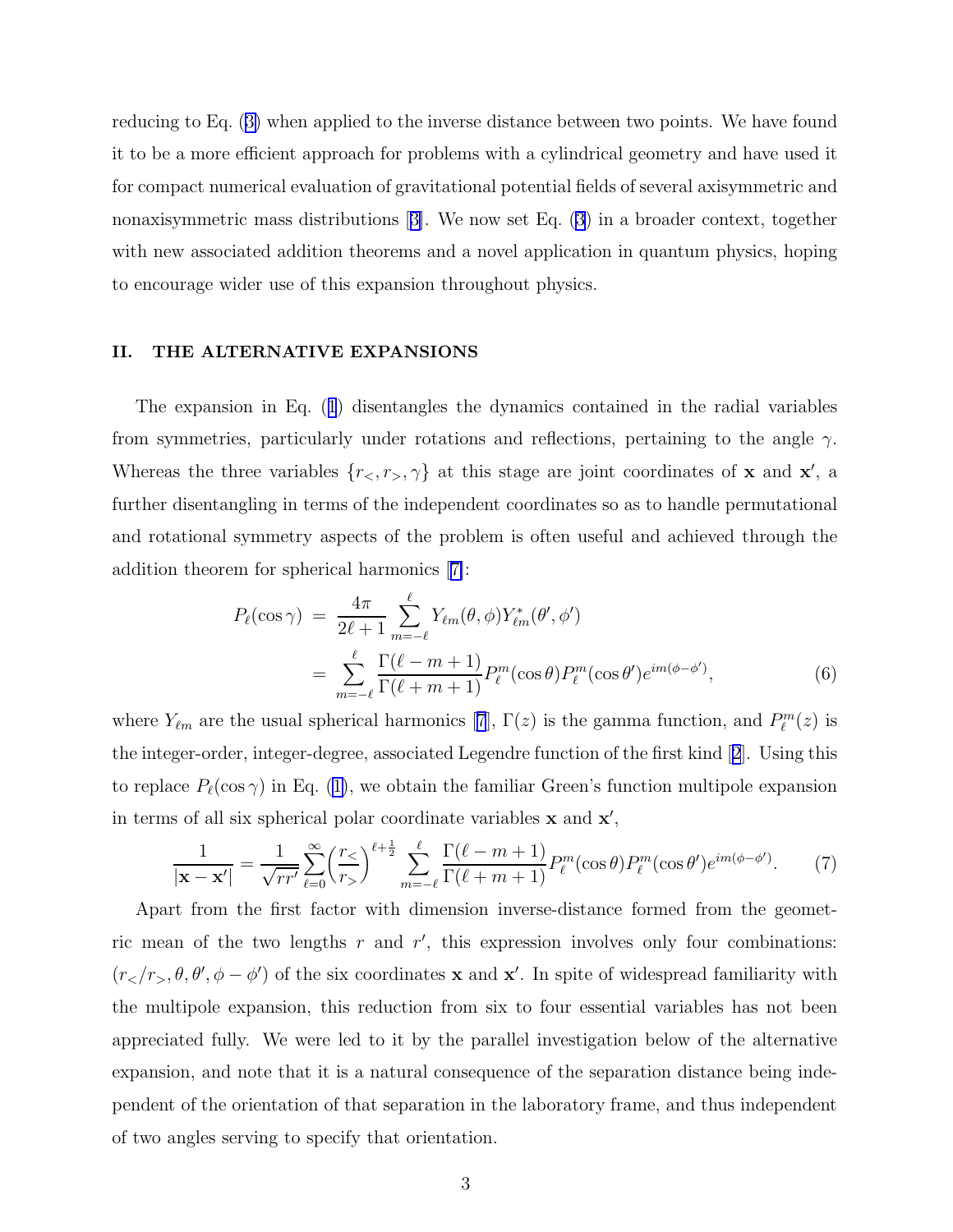reducing to Eq. (3) when applied to the inverse distance between two points. We have found it to be a more efficient approach for problems with a cylindrical geometry and have used it for compact numerical evaluation of gravitational potential fields of several axisymmetric and nonaxisymmetric mass distributions [3]. We now set Eq. (3) in a broader context, together with new associated addition theorems and a novel application in quantum physics, hoping to encourage wider use of this expansion throughout physics.

## II. THE ALTERNATIVE EXPANSIONS

The expansion in Eq. (1) disentangles the dynamics contained in the radial variables from symmetries, particularly under rotations and reflections, pertaining to the angle $\gamma$. Whereas the three variables $\{r_<, r_>, \gamma\}$ at this stage are joint coordinates of $\mathbf{x}$ and $\mathbf{x}'$, a further disentangling in terms of the independent coordinates so as to handle permutational and rotational symmetry aspects of the problem is often useful and achieved through the addition theorem for spherical harmonics [7]:

$$
\begin{aligned}
P_\ell(\cos\gamma) &= \frac{4\pi}{2\ell+1}\sum_{m=-\ell}^{\ell} Y_{\ell m}(\theta,\phi)Y^*_{\ell m}(\theta',\phi') \\
&= \sum_{m=-\ell}^{\ell} \frac{\Gamma(\ell-m+1)}{\Gamma(\ell+m+1)} P_\ell^m(\cos\theta)P_\ell^m(\cos\theta')e^{im(\phi-\phi')}, \qquad (6)
\end{aligned}
$$

where $Y_{\ell m}$ are the usual spherical harmonics [7], $\Gamma(z)$ is the gamma function, and $P_\ell^m(z)$ is the integer-order, integer-degree, associated Legendre function of the first kind [2]. Using this to replace $P_\ell(\cos\gamma)$ in Eq. (1), we obtain the familiar Green's function multipole expansion in terms of all six spherical polar coordinate variables $\mathbf{x}$ and $\mathbf{x}'$,

$$
\frac{1}{|\mathbf{x}-\mathbf{x}'|} = \frac{1}{\sqrt{rr'}}\sum_{\ell=0}^{\infty}\left(\frac{r_<}{r_>}\right)^{\ell+\frac{1}{2}} \sum_{m=-\ell}^{\ell} \frac{\Gamma(\ell-m+1)}{\Gamma(\ell+m+1)} P_\ell^m(\cos\theta)P_\ell^m(\cos\theta')e^{im(\phi-\phi')}. \qquad (7)
$$

Apart from the first factor with dimension inverse-distance formed from the geometric mean of the two lengths $r$ and $r'$, this expression involves only four combinations: $(r_</r_>, \theta, \theta', \phi-\phi')$ of the six coordinates $\mathbf{x}$ and $\mathbf{x}'$. In spite of widespread familiarity with the multipole expansion, this reduction from six to four essential variables has not been appreciated fully. We were led to it by the parallel investigation below of the alternative expansion, and note that it is a natural consequence of the separation distance being independent of the orientation of that separation in the laboratory frame, and thus independent of two angles serving to specify that orientation.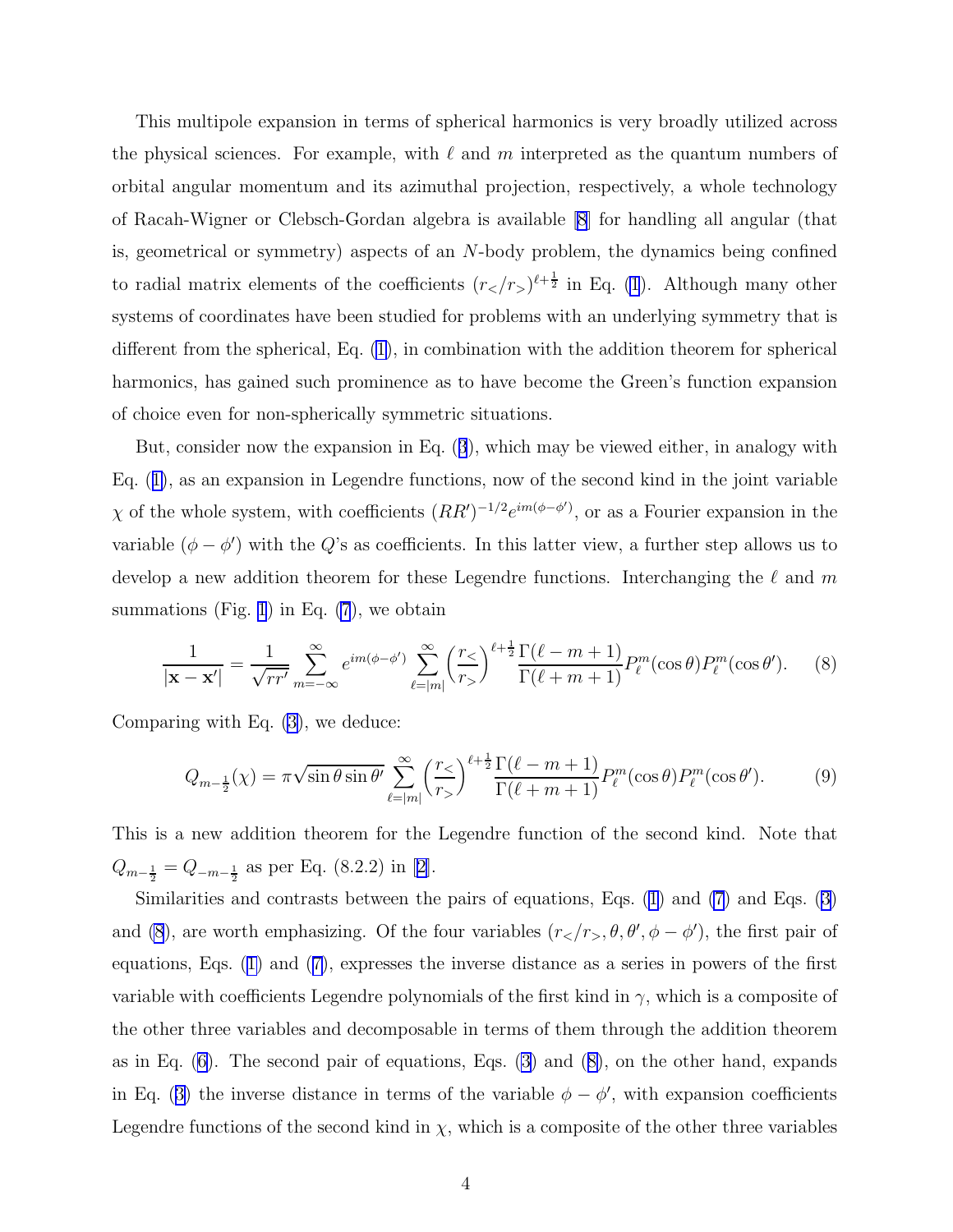This multipole expansion in terms of spherical harmonics is very broadly utilized across the physical sciences. For example, with $\ell$ and $m$ interpreted as the quantum numbers of orbital angular momentum and its azimuthal projection, respectively, a whole technology of Racah-Wigner or Clebsch-Gordan algebra is available [8] for handling all angular (that is, geometrical or symmetry) aspects of an $N$-body problem, the dynamics being confined to radial matrix elements of the coefficients $(r_</r_>)^{\ell+\frac{1}{2}}$ in Eq. (1). Although many other systems of coordinates have been studied for problems with an underlying symmetry that is different from the spherical, Eq. (1), in combination with the addition theorem for spherical harmonics, has gained such prominence as to have become the Green's function expansion of choice even for non-spherically symmetric situations.

But, consider now the expansion in Eq. (3), which may be viewed either, in analogy with Eq. (1), as an expansion in Legendre functions, now of the second kind in the joint variable $\chi$ of the whole system, with coefficients $(RR')^{-1/2}e^{im(\phi-\phi')}$, or as a Fourier expansion in the variable $(\phi-\phi')$ with the $Q$'s as coefficients. In this latter view, a further step allows us to develop a new addition theorem for these Legendre functions. Interchanging the $\ell$ and $m$ summations (Fig. 1) in Eq. (7), we obtain

$$\frac{1}{|\mathbf{x}-\mathbf{x}'|} = \frac{1}{\sqrt{rr'}}\sum_{m=-\infty}^{\infty} e^{im(\phi-\phi')}\sum_{\ell=|m|}^{\infty}\left(\frac{r_<}{r_>}\right)^{\ell+\frac{1}{2}}\frac{\Gamma(\ell-m+1)}{\Gamma(\ell+m+1)}P_\ell^m(\cos\theta)P_\ell^m(\cos\theta'). \tag{8}$$

Comparing with Eq. (3), we deduce:

$$Q_{m-\frac{1}{2}}(\chi) = \pi\sqrt{\sin\theta\sin\theta'}\sum_{\ell=|m|}^{\infty}\left(\frac{r_<}{r_>}\right)^{\ell+\frac{1}{2}}\frac{\Gamma(\ell-m+1)}{\Gamma(\ell+m+1)}P_\ell^m(\cos\theta)P_\ell^m(\cos\theta'). \tag{9}$$

This is a new addition theorem for the Legendre function of the second kind. Note that $Q_{m-\frac{1}{2}} = Q_{-m-\frac{1}{2}}$ as per Eq. (8.2.2) in [2].

Similarities and contrasts between the pairs of equations, Eqs. (1) and (7) and Eqs. (3) and (8), are worth emphasizing. Of the four variables $(r_</r_>, \theta, \theta', \phi-\phi')$, the first pair of equations, Eqs. (1) and (7), expresses the inverse distance as a series in powers of the first variable with coefficients Legendre polynomials of the first kind in $\gamma$, which is a composite of the other three variables and decomposable in terms of them through the addition theorem as in Eq. (6). The second pair of equations, Eqs. (3) and (8), on the other hand, expands in Eq. (3) the inverse distance in terms of the variable $\phi-\phi'$, with expansion coefficients Legendre functions of the second kind in $\chi$, which is a composite of the other three variables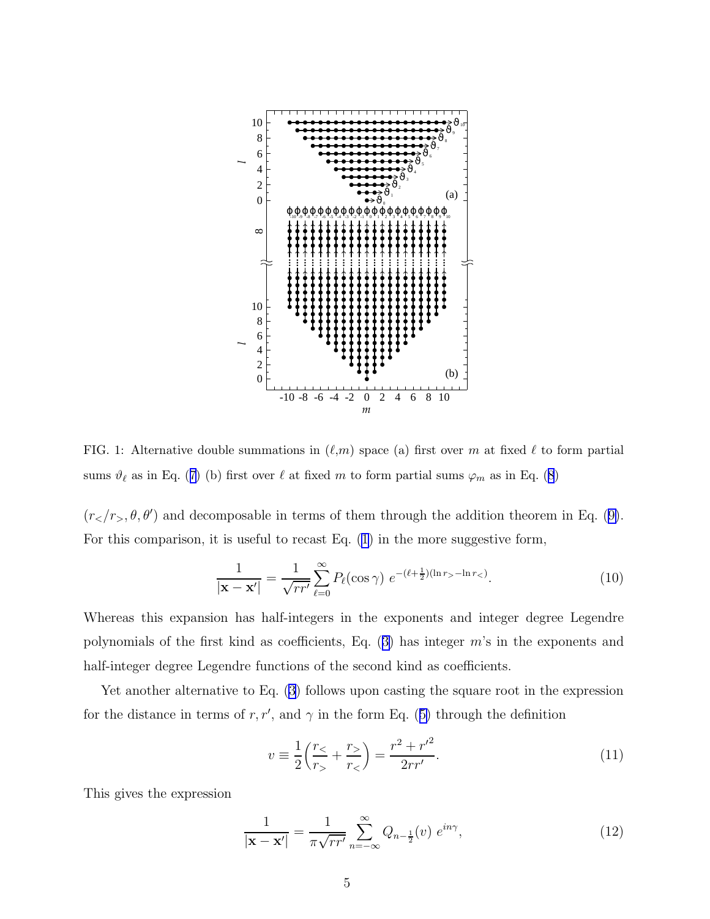FIG. 1: Alternative double summations in ($\ell$,$m$) space (a) first over $m$ at fixed $\ell$ to form partial sums $\vartheta_\ell$ as in Eq. (7) (b) first over $\ell$ at fixed $m$ to form partial sums $\varphi_m$ as in Eq. (8)

$(r_</r_>, \theta, \theta')$ and decomposable in terms of them through the addition theorem in Eq. (9). For this comparison, it is useful to recast Eq. (1) in the more suggestive form,

$$\frac{1}{|\mathbf{x}-\mathbf{x}'|} = \frac{1}{\sqrt{rr'}} \sum_{\ell=0}^{\infty} P_\ell(\cos\gamma)\; e^{-(\ell+\frac{1}{2})(\ln r_> - \ln r_<)}. \tag{10}$$

Whereas this expansion has half-integers in the exponents and integer degree Legendre polynomials of the first kind as coefficients, Eq. (3) has integer $m$'s in the exponents and half-integer degree Legendre functions of the second kind as coefficients.

Yet another alternative to Eq. (3) follows upon casting the square root in the expression for the distance in terms of $r, r'$, and $\gamma$ in the form Eq. (5) through the definition

$$v \equiv \frac{1}{2}\left(\frac{r_<}{r_>} + \frac{r_>}{r_<}\right) = \frac{r^2 + r'^2}{2rr'}. \tag{11}$$

This gives the expression

$$\frac{1}{|\mathbf{x}-\mathbf{x}'|} = \frac{1}{\pi\sqrt{rr'}} \sum_{n=-\infty}^{\infty} Q_{n-\frac{1}{2}}(v)\; e^{in\gamma}, \tag{12}$$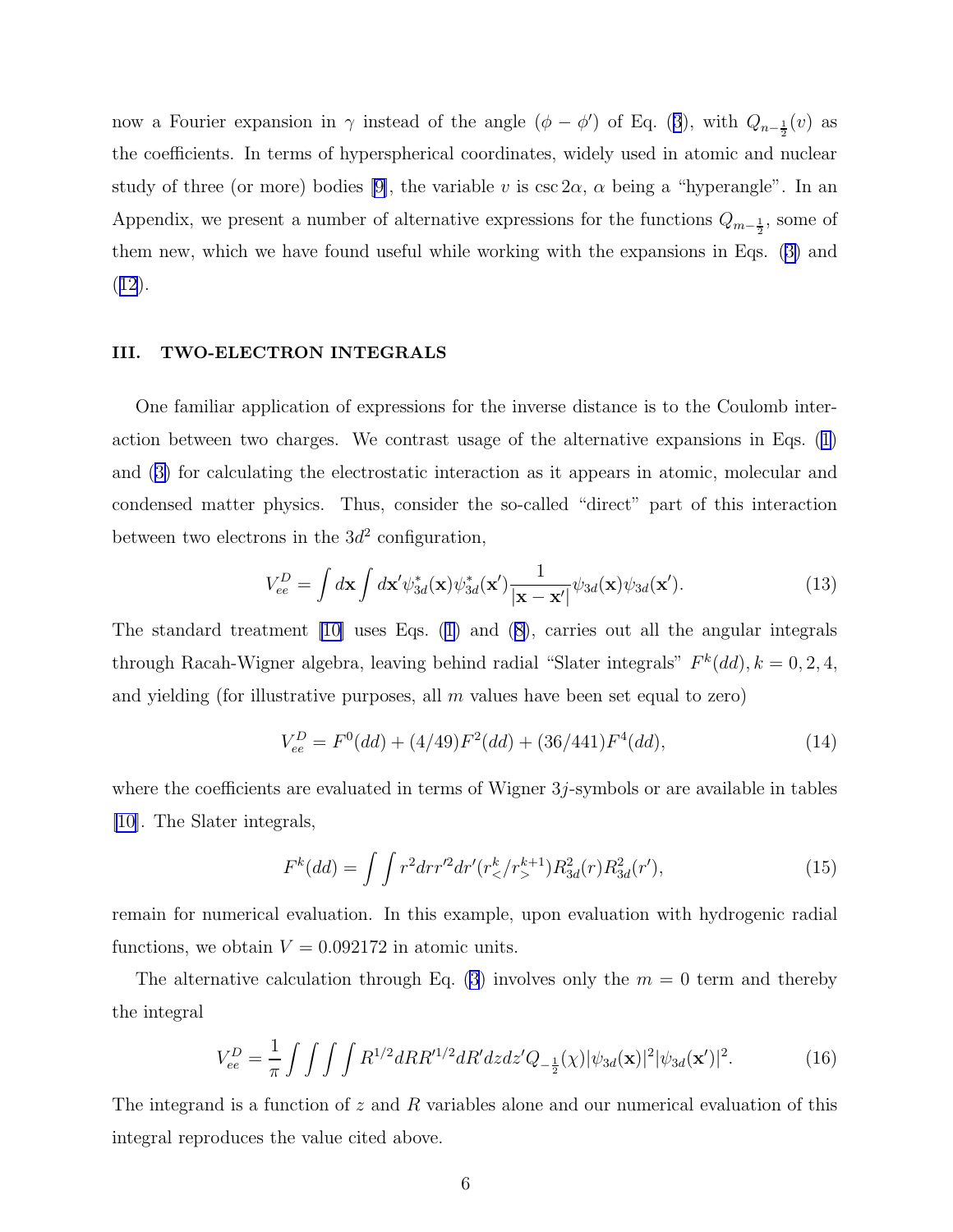now a Fourier expansion in $\gamma$ instead of the angle $(\phi - \phi')$ of Eq. (3), with $Q_{n-\frac{1}{2}}(v)$ as the coefficients. In terms of hyperspherical coordinates, widely used in atomic and nuclear study of three (or more) bodies [9], the variable $v$ is $\csc 2\alpha$, $\alpha$ being a "hyperangle". In an Appendix, we present a number of alternative expressions for the functions $Q_{m-\frac{1}{2}}$, some of them new, which we have found useful while working with the expansions in Eqs. (3) and (12).

## III. TWO-ELECTRON INTEGRALS

One familiar application of expressions for the inverse distance is to the Coulomb interaction between two charges. We contrast usage of the alternative expansions in Eqs. (1) and (3) for calculating the electrostatic interaction as it appears in atomic, molecular and condensed matter physics. Thus, consider the so-called "direct" part of this interaction between two electrons in the $3d^2$ configuration,

$$V_{ee}^{D} = \int d\mathbf{x} \int d\mathbf{x}' \psi_{3d}^{*}(\mathbf{x})\psi_{3d}^{*}(\mathbf{x}')\frac{1}{|\mathbf{x}-\mathbf{x}'|}\psi_{3d}(\mathbf{x})\psi_{3d}(\mathbf{x}'). \tag{13}$$

The standard treatment [10] uses Eqs. (1) and (8), carries out all the angular integrals through Racah-Wigner algebra, leaving behind radial "Slater integrals" $F^k(dd), k = 0, 2, 4$, and yielding (for illustrative purposes, all $m$ values have been set equal to zero)

$$V_{ee}^{D} = F^0(dd) + (4/49)F^2(dd) + (36/441)F^4(dd), \tag{14}$$

where the coefficients are evaluated in terms of Wigner $3j$-symbols or are available in tables [10]. The Slater integrals,

$$F^k(dd) = \int\int r^2 dr r'^2 dr' (r_<^k / r_>^{k+1}) R_{3d}^2(r) R_{3d}^2(r'), \tag{15}$$

remain for numerical evaluation. In this example, upon evaluation with hydrogenic radial functions, we obtain $V = 0.092172$ in atomic units.

The alternative calculation through Eq. (3) involves only the $m = 0$ term and thereby the integral

$$V_{ee}^{D} = \frac{1}{\pi}\int\int\int\int R^{1/2} dR R'^{1/2} dR' dz dz' Q_{-\frac{1}{2}}(\chi)|\psi_{3d}(\mathbf{x})|^2|\psi_{3d}(\mathbf{x}')|^2. \tag{16}$$

The integrand is a function of $z$ and $R$ variables alone and our numerical evaluation of this integral reproduces the value cited above.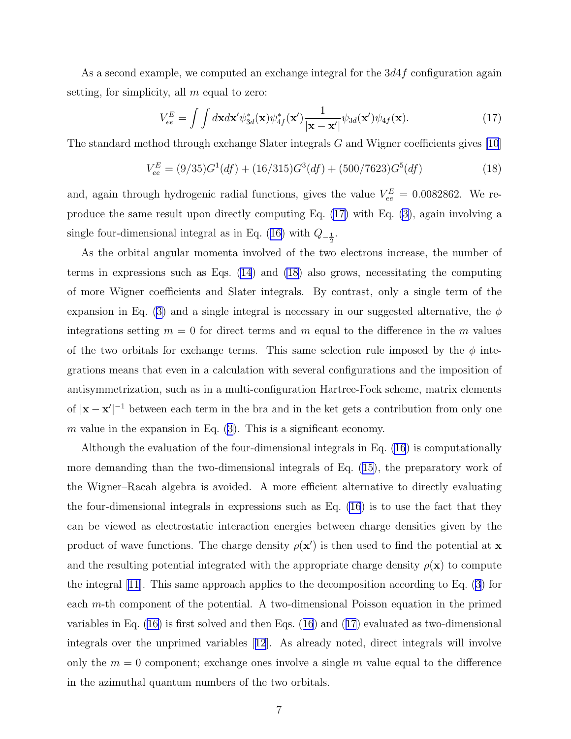As a second example, we computed an exchange integral for the $3d4f$ configuration again setting, for simplicity, all $m$ equal to zero:

$$V_{ee}^E = \int\int d\mathbf{x}d\mathbf{x}'\psi_{3d}^*(\mathbf{x})\psi_{4f}^*(\mathbf{x}')\frac{1}{|\mathbf{x}-\mathbf{x}'|}\psi_{3d}(\mathbf{x}')\psi_{4f}(\mathbf{x}). \tag{17}$$

The standard method through exchange Slater integrals $G$ and Wigner coefficients gives [10]

$$V_{ee}^E = (9/35)G^1(df) + (16/315)G^3(df) + (500/7623)G^5(df) \tag{18}$$

and, again through hydrogenic radial functions, gives the value $V_{ee}^E = 0.0082862$. We reproduce the same result upon directly computing Eq. (17) with Eq. (3), again involving a single four-dimensional integral as in Eq. (16) with $Q_{-\frac{1}{2}}$.

As the orbital angular momenta involved of the two electrons increase, the number of terms in expressions such as Eqs. (14) and (18) also grows, necessitating the computing of more Wigner coefficients and Slater integrals. By contrast, only a single term of the expansion in Eq. (3) and a single integral is necessary in our suggested alternative, the $\phi$ integrations setting $m = 0$ for direct terms and $m$ equal to the difference in the $m$ values of the two orbitals for exchange terms. This same selection rule imposed by the $\phi$ integrations means that even in a calculation with several configurations and the imposition of antisymmetrization, such as in a multi-configuration Hartree-Fock scheme, matrix elements of $|\mathbf{x}-\mathbf{x}'|^{-1}$ between each term in the bra and in the ket gets a contribution from only one $m$ value in the expansion in Eq. (3). This is a significant economy.

Although the evaluation of the four-dimensional integrals in Eq. (16) is computationally more demanding than the two-dimensional integrals of Eq. (15), the preparatory work of the Wigner–Racah algebra is avoided. A more efficient alternative to directly evaluating the four-dimensional integrals in expressions such as Eq. (16) is to use the fact that they can be viewed as electrostatic interaction energies between charge densities given by the product of wave functions. The charge density $\rho(\mathbf{x}')$ is then used to find the potential at $\mathbf{x}$ and the resulting potential integrated with the appropriate charge density $\rho(\mathbf{x})$ to compute the integral [11]. This same approach applies to the decomposition according to Eq. (3) for each $m$-th component of the potential. A two-dimensional Poisson equation in the primed variables in Eq. (16) is first solved and then Eqs. (16) and (17) evaluated as two-dimensional integrals over the unprimed variables [12]. As already noted, direct integrals will involve only the $m = 0$ component; exchange ones involve a single $m$ value equal to the difference in the azimuthal quantum numbers of the two orbitals.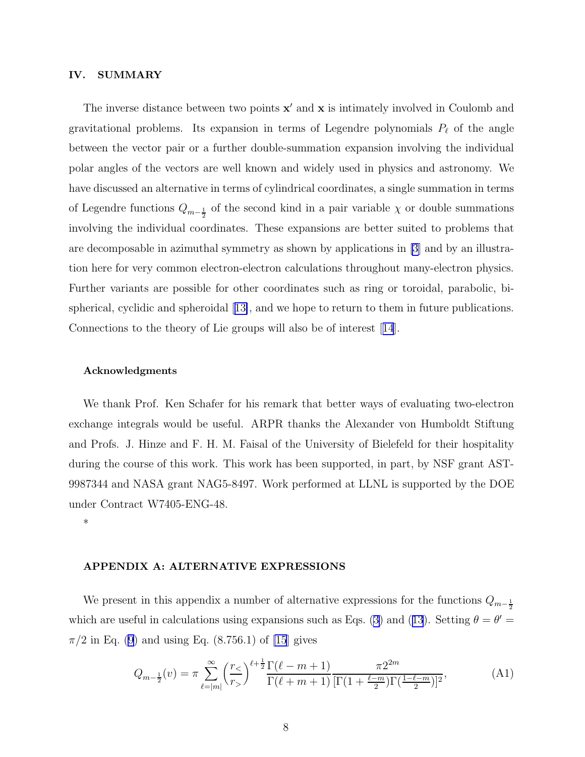## IV. SUMMARY

The inverse distance between two points $\mathbf{x}'$ and $\mathbf{x}$ is intimately involved in Coulomb and gravitational problems. Its expansion in terms of Legendre polynomials $P_\ell$ of the angle between the vector pair or a further double-summation expansion involving the individual polar angles of the vectors are well known and widely used in physics and astronomy. We have discussed an alternative in terms of cylindrical coordinates, a single summation in terms of Legendre functions $Q_{m-\frac{1}{2}}$ of the second kind in a pair variable $\chi$ or double summations involving the individual coordinates. These expansions are better suited to problems that are decomposable in azimuthal symmetry as shown by applications in [3] and by an illustration here for very common electron-electron calculations throughout many-electron physics. Further variants are possible for other coordinates such as ring or toroidal, parabolic, bispherical, cyclidic and spheroidal [13], and we hope to return to them in future publications. Connections to the theory of Lie groups will also be of interest [14].

### Acknowledgments

We thank Prof. Ken Schafer for his remark that better ways of evaluating two-electron exchange integrals would be useful. ARPR thanks the Alexander von Humboldt Stiftung and Profs. J. Hinze and F. H. M. Faisal of the University of Bielefeld for their hospitality during the course of this work. This work has been supported, in part, by NSF grant AST-9987344 and NASA grant NAG5-8497. Work performed at LLNL is supported by the DOE under Contract W7405-ENG-48.

*

## APPENDIX A: ALTERNATIVE EXPRESSIONS

We present in this appendix a number of alternative expressions for the functions $Q_{m-\frac{1}{2}}$ which are useful in calculations using expansions such as Eqs. (3) and (13). Setting $\theta = \theta' = \pi/2$ in Eq. (9) and using Eq. (8.756.1) of [15] gives

$$Q_{m-\frac{1}{2}}(v) = \pi \sum_{\ell=|m|}^{\infty} \left(\frac{r_<}{r_>}\right)^{\ell+\frac{1}{2}} \frac{\Gamma(\ell-m+1)}{\Gamma(\ell+m+1)} \frac{\pi 2^{2m}}{[\Gamma(1+\frac{\ell-m}{2})\Gamma(\frac{1-\ell-m}{2})]^2}, \tag{A1}$$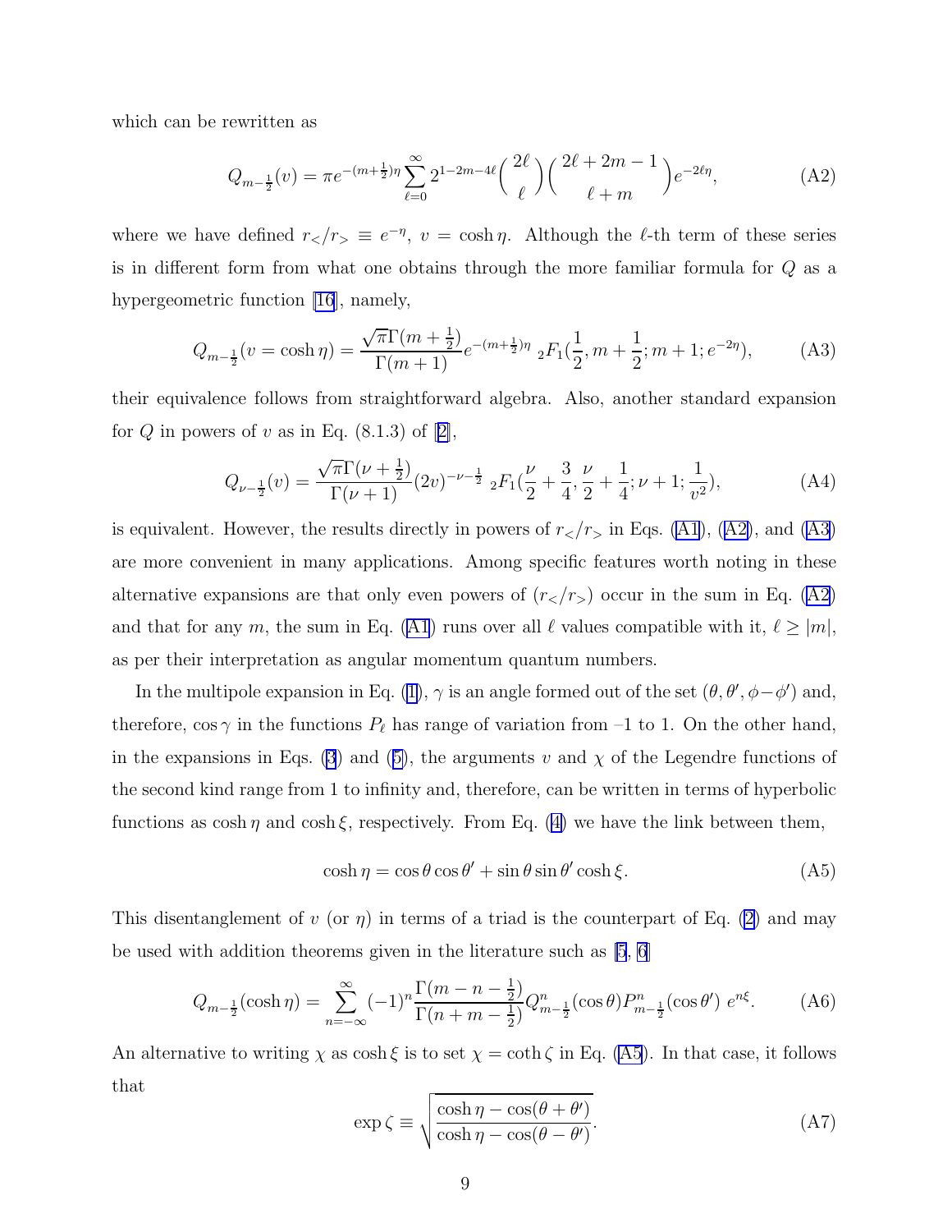which can be rewritten as

$$Q_{m-\frac{1}{2}}(v) = \pi e^{-(m+\frac{1}{2})\eta} \sum_{\ell=0}^{\infty} 2^{1-2m-4\ell} \binom{2\ell}{\ell} \binom{2\ell+2m-1}{\ell+m} e^{-2\ell\eta}, \tag{A2}$$

where we have defined $r_</r_> \equiv e^{-\eta}$, $v = \cosh\eta$. Although the $\ell$-th term of these series is in different form from what one obtains through the more familiar formula for $Q$ as a hypergeometric function [16], namely,

$$Q_{m-\frac{1}{2}}(v = \cosh\eta) = \frac{\sqrt{\pi}\,\Gamma(m+\frac{1}{2})}{\Gamma(m+1)} e^{-(m+\frac{1}{2})\eta} \, {}_2F_1(\frac{1}{2}, m+\frac{1}{2}; m+1; e^{-2\eta}), \tag{A3}$$

their equivalence follows from straightforward algebra. Also, another standard expansion for $Q$ in powers of $v$ as in Eq. (8.1.3) of [2],

$$Q_{\nu-\frac{1}{2}}(v) = \frac{\sqrt{\pi}\,\Gamma(\nu+\frac{1}{2})}{\Gamma(\nu+1)} (2v)^{-\nu-\frac{1}{2}} \, {}_2F_1(\frac{\nu}{2}+\frac{3}{4}, \frac{\nu}{2}+\frac{1}{4}; \nu+1; \frac{1}{v^2}), \tag{A4}$$

is equivalent. However, the results directly in powers of $r_</r_>$ in Eqs. (A1), (A2), and (A3) are more convenient in many applications. Among specific features worth noting in these alternative expansions are that only even powers of $(r_</r_>)$ occur in the sum in Eq. (A2) and that for any $m$, the sum in Eq. (A1) runs over all $\ell$ values compatible with it, $\ell \geq |m|$, as per their interpretation as angular momentum quantum numbers.

In the multipole expansion in Eq. (1), $\gamma$ is an angle formed out of the set $(\theta, \theta', \phi-\phi')$ and, therefore, $\cos\gamma$ in the functions $P_\ell$ has range of variation from –1 to 1. On the other hand, in the expansions in Eqs. (3) and (5), the arguments $v$ and $\chi$ of the Legendre functions of the second kind range from 1 to infinity and, therefore, can be written in terms of hyperbolic functions as $\cosh\eta$ and $\cosh\xi$, respectively. From Eq. (4) we have the link between them,

$$\cosh\eta = \cos\theta\cos\theta' + \sin\theta\sin\theta'\cosh\xi. \tag{A5}$$

This disentanglement of $v$ (or $\eta$) in terms of a triad is the counterpart of Eq. (2) and may be used with addition theorems given in the literature such as [5, 6]

$$Q_{m-\frac{1}{2}}(\cosh\eta) = \sum_{n=-\infty}^{\infty} (-1)^n \frac{\Gamma(m-n-\frac{1}{2})}{\Gamma(n+m-\frac{1}{2})} Q^n_{m-\frac{1}{2}}(\cos\theta) P^n_{m-\frac{1}{2}}(\cos\theta') \; e^{n\xi}. \tag{A6}$$

An alternative to writing $\chi$ as $\cosh\xi$ is to set $\chi = \coth\zeta$ in Eq. (A5). In that case, it follows that

$$\exp\zeta \equiv \sqrt{\frac{\cosh\eta - \cos(\theta+\theta')}{\cosh\eta - \cos(\theta-\theta')}}. \tag{A7}$$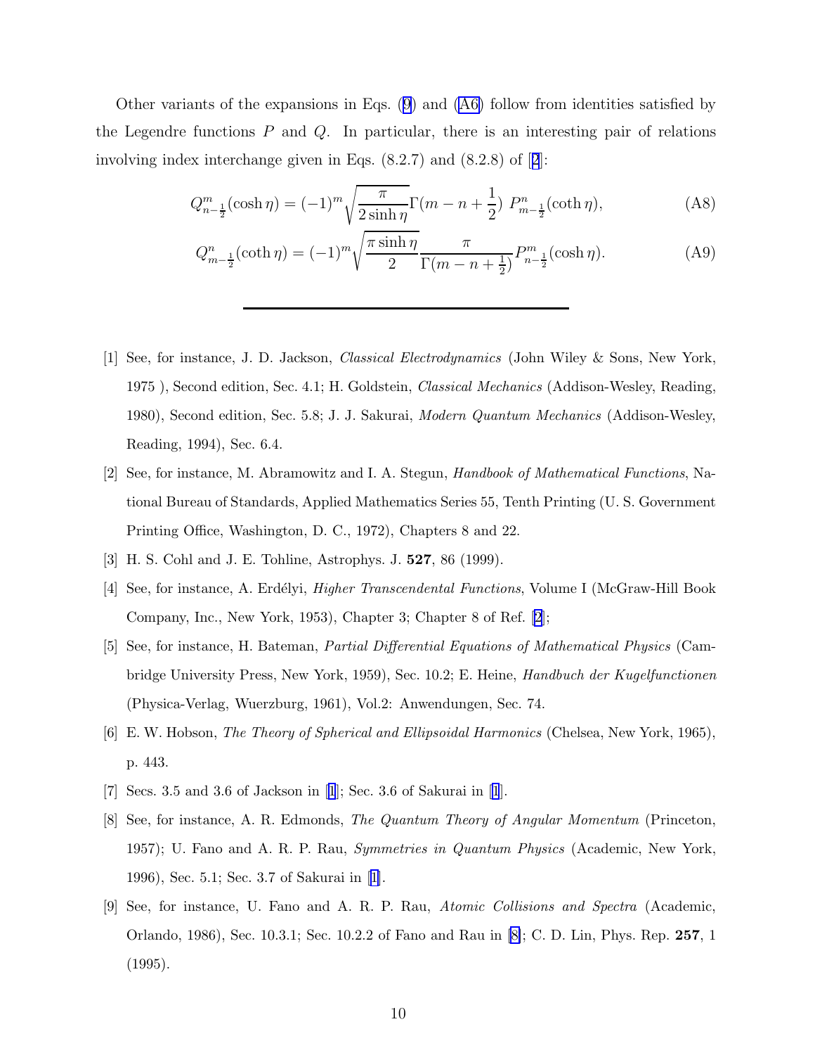Other variants of the expansions in Eqs. (9) and (A6) follow from identities satisfied by the Legendre functions $P$ and $Q$. In particular, there is an interesting pair of relations involving index interchange given in Eqs. (8.2.7) and (8.2.8) of [2]:

$$Q^m_{n-\frac{1}{2}}(\cosh\eta) = (-1)^m \sqrt{\frac{\pi}{2\sinh\eta}}\Gamma(m-n+\frac{1}{2})\ P^n_{m-\frac{1}{2}}(\coth\eta), \tag{A8}$$

$$Q^n_{m-\frac{1}{2}}(\coth\eta) = (-1)^m \sqrt{\frac{\pi\sinh\eta}{2}}\frac{\pi}{\Gamma(m-n+\frac{1}{2})}P^m_{n-\frac{1}{2}}(\cosh\eta). \tag{A9}$$

---

[1] See, for instance, J. D. Jackson, *Classical Electrodynamics* (John Wiley & Sons, New York, 1975 ), Second edition, Sec. 4.1; H. Goldstein, *Classical Mechanics* (Addison-Wesley, Reading, 1980), Second edition, Sec. 5.8; J. J. Sakurai, *Modern Quantum Mechanics* (Addison-Wesley, Reading, 1994), Sec. 6.4.

[2] See, for instance, M. Abramowitz and I. A. Stegun, *Handbook of Mathematical Functions*, National Bureau of Standards, Applied Mathematics Series 55, Tenth Printing (U. S. Government Printing Office, Washington, D. C., 1972), Chapters 8 and 22.

[3] H. S. Cohl and J. E. Tohline, Astrophys. J. **527**, 86 (1999).

[4] See, for instance, A. Erdélyi, *Higher Transcendental Functions*, Volume I (McGraw-Hill Book Company, Inc., New York, 1953), Chapter 3; Chapter 8 of Ref. [2];

[5] See, for instance, H. Bateman, *Partial Differential Equations of Mathematical Physics* (Cambridge University Press, New York, 1959), Sec. 10.2; E. Heine, *Handbuch der Kugelfunctionen* (Physica-Verlag, Wuerzburg, 1961), Vol.2: Anwendungen, Sec. 74.

[6] E. W. Hobson, *The Theory of Spherical and Ellipsoidal Harmonics* (Chelsea, New York, 1965), p. 443.

[7] Secs. 3.5 and 3.6 of Jackson in [1]; Sec. 3.6 of Sakurai in [1].

[8] See, for instance, A. R. Edmonds, *The Quantum Theory of Angular Momentum* (Princeton, 1957); U. Fano and A. R. P. Rau, *Symmetries in Quantum Physics* (Academic, New York, 1996), Sec. 5.1; Sec. 3.7 of Sakurai in [1].

[9] See, for instance, U. Fano and A. R. P. Rau, *Atomic Collisions and Spectra* (Academic, Orlando, 1986), Sec. 10.3.1; Sec. 10.2.2 of Fano and Rau in [8]; C. D. Lin, Phys. Rep. **257**, 1 (1995).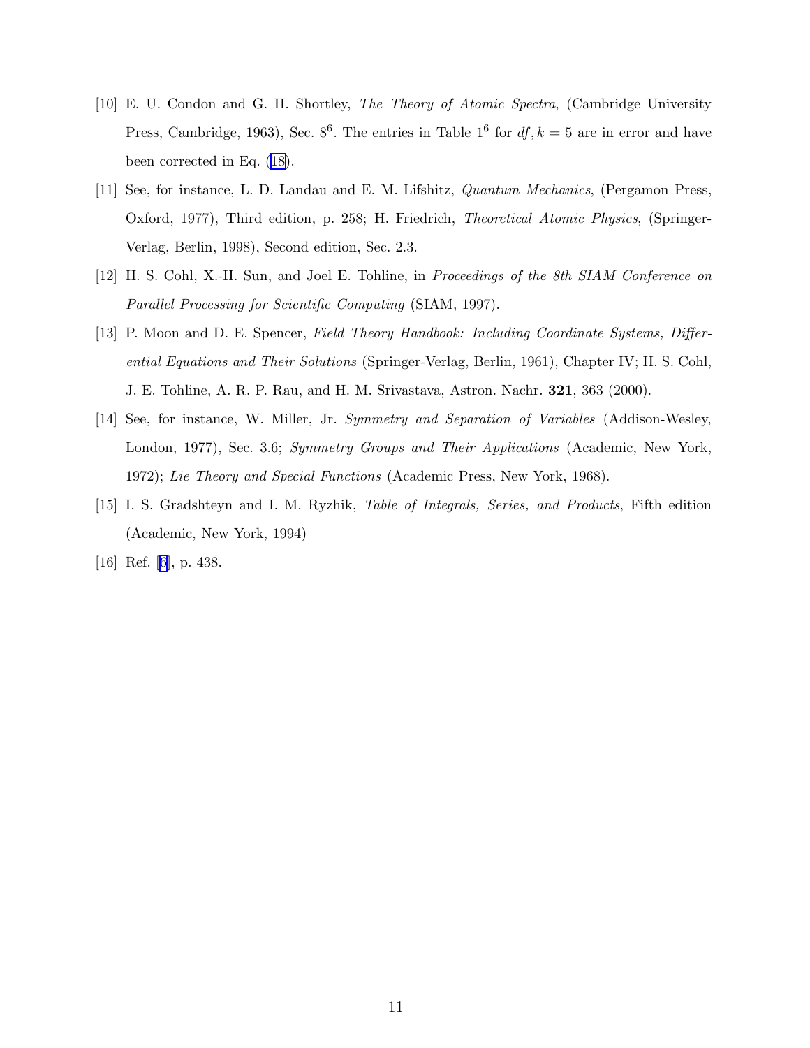[10] E. U. Condon and G. H. Shortley, *The Theory of Atomic Spectra*, (Cambridge University Press, Cambridge, 1963), Sec. $8^6$. The entries in Table $1^6$ for $df, k = 5$ are in error and have been corrected in Eq. (18).

[11] See, for instance, L. D. Landau and E. M. Lifshitz, *Quantum Mechanics*, (Pergamon Press, Oxford, 1977), Third edition, p. 258; H. Friedrich, *Theoretical Atomic Physics*, (Springer-Verlag, Berlin, 1998), Second edition, Sec. 2.3.

[12] H. S. Cohl, X.-H. Sun, and Joel E. Tohline, in *Proceedings of the 8th SIAM Conference on Parallel Processing for Scientific Computing* (SIAM, 1997).

[13] P. Moon and D. E. Spencer, *Field Theory Handbook: Including Coordinate Systems, Differential Equations and Their Solutions* (Springer-Verlag, Berlin, 1961), Chapter IV; H. S. Cohl, J. E. Tohline, A. R. P. Rau, and H. M. Srivastava, Astron. Nachr. **321**, 363 (2000).

[14] See, for instance, W. Miller, Jr. *Symmetry and Separation of Variables* (Addison-Wesley, London, 1977), Sec. 3.6; *Symmetry Groups and Their Applications* (Academic, New York, 1972); *Lie Theory and Special Functions* (Academic Press, New York, 1968).

[15] I. S. Gradshteyn and I. M. Ryzhik, *Table of Integrals, Series, and Products*, Fifth edition (Academic, New York, 1994)

[16] Ref. [6], p. 438.